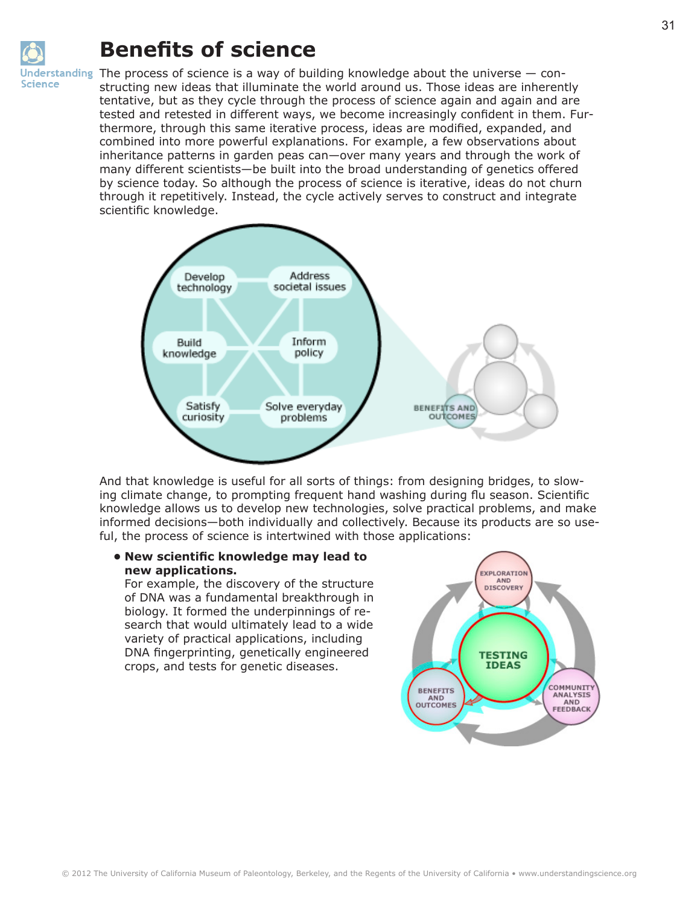# Benefits of science

The process of science is a way of building knowledge about the universe — constructing new ideas that illuminate the world around us. Those ideas are inherently tentative, but as they cycle through the process of science again and again and are tested and retested in different ways, we become increasingly confident in them. Furthermore, through this same iterative process, ideas are modified, expanded, and combined into more powerful explanations. For example, a few observations about inheritance patterns in garden peas can—over many years and through the work of many different scientists—be built into the broad understanding of genetics offered by science today. So although the process of science is iterative, ideas do not churn through it repetitively. Instead, the cycle actively serves to construct and integrate scientific knowledge.

And that knowledge is useful for all sorts of things: from designing bridges, to slowing climate change, to prompting frequent hand washing during flu season. Scientific knowledge allows us to develop new technologies, solve practical problems, and make informed decisions—both individually and collectively. Because its products are so useful, the process of science is intertwined with those applications:

- **New scientific knowledge may lead to new applications.**
  For example, the discovery of the structure of DNA was a fundamental breakthrough in biology. It formed the underpinnings of research that would ultimately lead to a wide variety of practical applications, including DNA fingerprinting, genetically engineered crops, and tests for genetic diseases.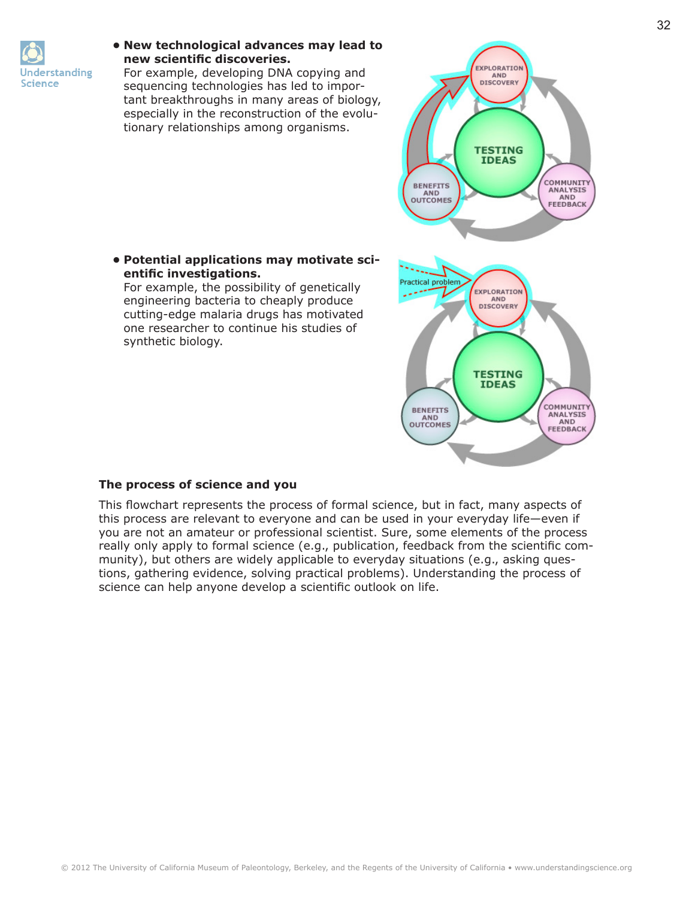- **New technological advances may lead to new scientific discoveries.**
  For example, developing DNA copying and sequencing technologies has led to important breakthroughs in many areas of biology, especially in the reconstruction of the evolutionary relationships among organisms.

EXPLORATION AND DISCOVERY
TESTING IDEAS
BENEFITS AND OUTCOMES
COMMUNITY ANALYSIS AND FEEDBACK

- **Potential applications may motivate scientific investigations.**
  For example, the possibility of genetically engineering bacteria to cheaply produce cutting-edge malaria drugs has motivated one researcher to continue his studies of synthetic biology.

Practical problem
EXPLORATION AND DISCOVERY
TESTING IDEAS
BENEFITS AND OUTCOMES
COMMUNITY ANALYSIS AND FEEDBACK

**The process of science and you**

This flowchart represents the process of formal science, but in fact, many aspects of this process are relevant to everyone and can be used in your everyday life—even if you are not an amateur or professional scientist. Sure, some elements of the process really only apply to formal science (e.g., publication, feedback from the scientific community), but others are widely applicable to everyday situations (e.g., asking questions, gathering evidence, solving practical problems). Understanding the process of science can help anyone develop a scientific outlook on life.